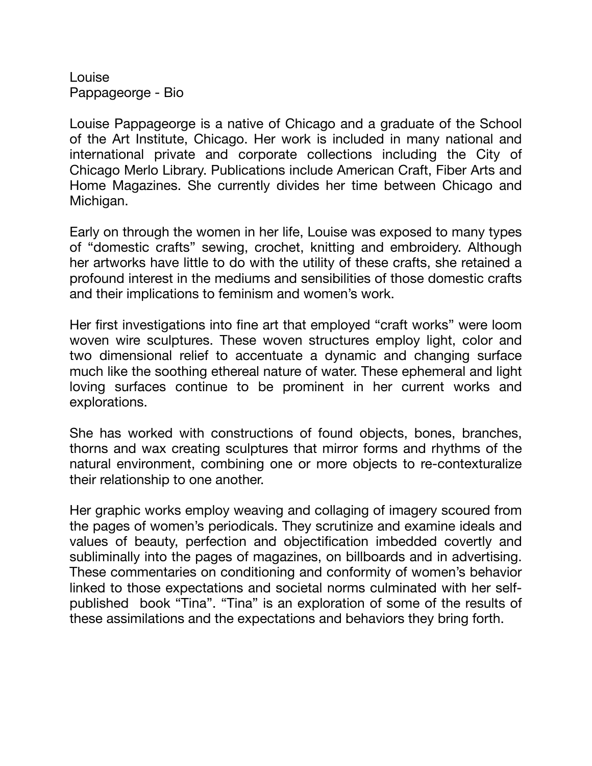Louise
Pappageorge - Bio

Louise Pappageorge is a native of Chicago and a graduate of the School of the Art Institute, Chicago. Her work is included in many national and international private and corporate collections including the City of Chicago Merlo Library. Publications include American Craft, Fiber Arts and Home Magazines. She currently divides her time between Chicago and Michigan.

Early on through the women in her life, Louise was exposed to many types of "domestic crafts" sewing, crochet, knitting and embroidery. Although her artworks have little to do with the utility of these crafts, she retained a profound interest in the mediums and sensibilities of those domestic crafts and their implications to feminism and women's work.

Her first investigations into fine art that employed "craft works" were loom woven wire sculptures. These woven structures employ light, color and two dimensional relief to accentuate a dynamic and changing surface much like the soothing ethereal nature of water. These ephemeral and light loving surfaces continue to be prominent in her current works and explorations.

She has worked with constructions of found objects, bones, branches, thorns and wax creating sculptures that mirror forms and rhythms of the natural environment, combining one or more objects to re-contexturalize their relationship to one another.

Her graphic works employ weaving and collaging of imagery scoured from the pages of women's periodicals. They scrutinize and examine ideals and values of beauty, perfection and objectification imbedded covertly and subliminally into the pages of magazines, on billboards and in advertising. These commentaries on conditioning and conformity of women's behavior linked to those expectations and societal norms culminated with her self-published book "Tina". "Tina" is an exploration of some of the results of these assimilations and the expectations and behaviors they bring forth.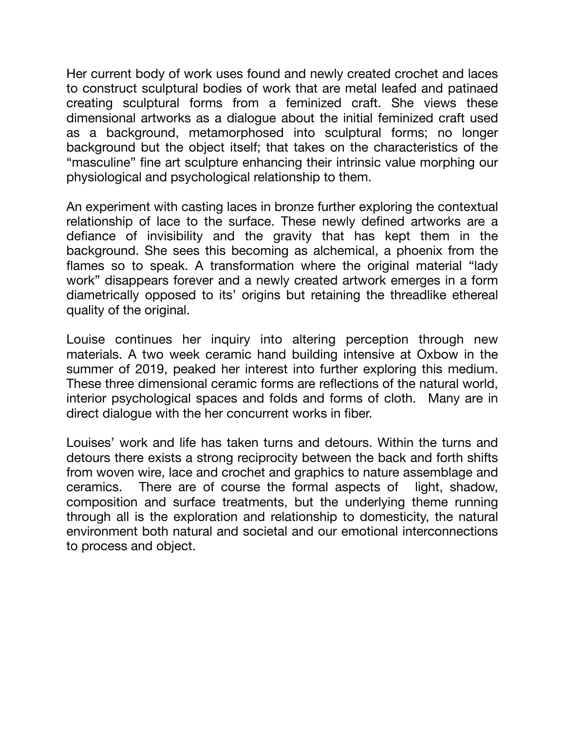Her current body of work uses found and newly created crochet and laces to construct sculptural bodies of work that are metal leafed and patinaed creating sculptural forms from a feminized craft. She views these dimensional artworks as a dialogue about the initial feminized craft used as a background, metamorphosed into sculptural forms; no longer background but the object itself; that takes on the characteristics of the "masculine" fine art sculpture enhancing their intrinsic value morphing our physiological and psychological relationship to them.

An experiment with casting laces in bronze further exploring the contextual relationship of lace to the surface. These newly defined artworks are a defiance of invisibility and the gravity that has kept them in the background. She sees this becoming as alchemical, a phoenix from the flames so to speak. A transformation where the original material "lady work" disappears forever and a newly created artwork emerges in a form diametrically opposed to its' origins but retaining the threadlike ethereal quality of the original.

Louise continues her inquiry into altering perception through new materials. A two week ceramic hand building intensive at Oxbow in the summer of 2019, peaked her interest into further exploring this medium. These three dimensional ceramic forms are reflections of the natural world, interior psychological spaces and folds and forms of cloth. Many are in direct dialogue with the her concurrent works in fiber.

Louises' work and life has taken turns and detours. Within the turns and detours there exists a strong reciprocity between the back and forth shifts from woven wire, lace and crochet and graphics to nature assemblage and ceramics. There are of course the formal aspects of light, shadow, composition and surface treatments, but the underlying theme running through all is the exploration and relationship to domesticity, the natural environment both natural and societal and our emotional interconnections to process and object.